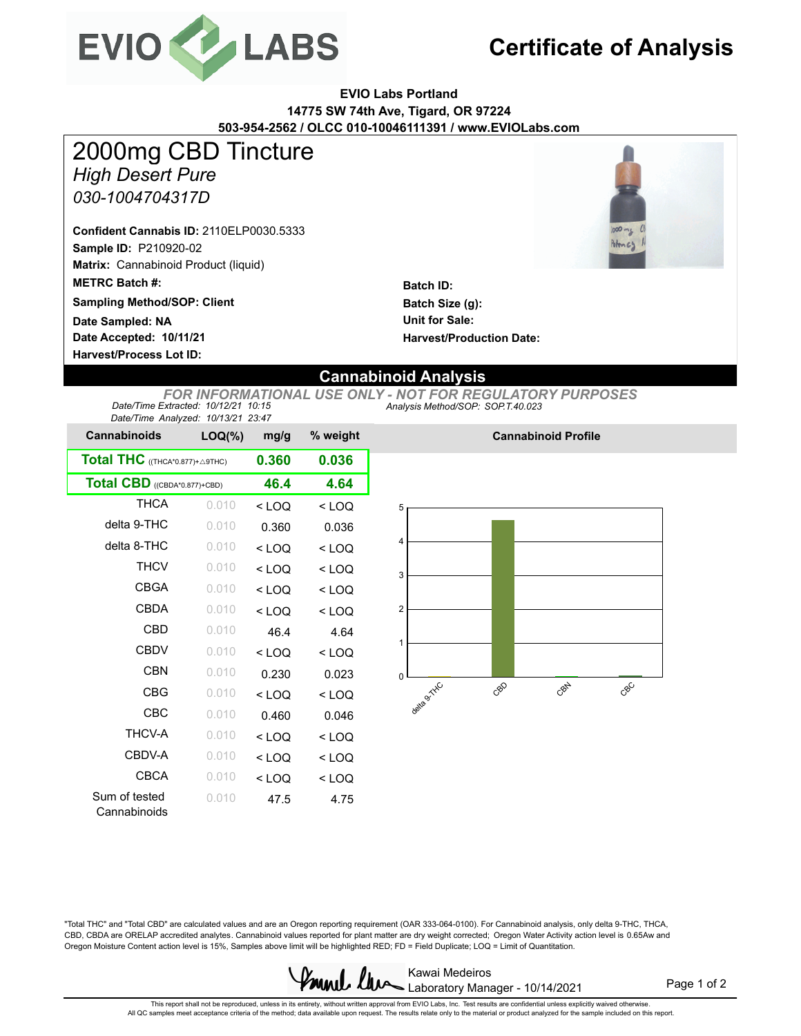# Certificate of Analysis

**EVIO Labs Portland**
**14775 SW 74th Ave, Tigard, OR 97224**
**503-954-2562 / OLCC 010-10046111391 / www.EVIOLabs.com**

# 2000mg CBD Tincture

*High Desert Pure*

*030-1004704317D*

**Confident Cannabis ID:** 2110ELP0030.5333
**Sample ID:** P210920-02
**Matrix:** Cannabinoid Product (liquid)
**METRC Batch #:**
**Sampling Method/SOP: Client**
**Date Sampled: NA**
**Date Accepted: 10/11/21**
**Harvest/Process Lot ID:**

**Batch ID:**
**Batch Size (g):**
**Unit for Sale:**
**Harvest/Production Date:**

## Cannabinoid Analysis

*FOR INFORMATIONAL USE ONLY - NOT FOR REGULATORY PURPOSES*

*Date/Time Extracted: 10/12/21 10:15*
*Date/Time Analyzed: 10/13/21 23:47*
*Analysis Method/SOP: SOP.T.40.023*

| Cannabinoids | LOQ(%) | mg/g | % weight |
|---|---|---|---|
| **Total THC** ((THCA*0.877)+△9THC) | | **0.360** | **0.036** |
| **Total CBD** ((CBDA*0.877)+CBD) | | **46.4** | **4.64** |
| THCA | 0.010 | < LOQ | < LOQ |
| delta 9-THC | 0.010 | 0.360 | 0.036 |
| delta 8-THC | 0.010 | < LOQ | < LOQ |
| THCV | 0.010 | < LOQ | < LOQ |
| CBGA | 0.010 | < LOQ | < LOQ |
| CBDA | 0.010 | < LOQ | < LOQ |
| CBD | 0.010 | 46.4 | 4.64 |
| CBDV | 0.010 | < LOQ | < LOQ |
| CBN | 0.010 | 0.230 | 0.023 |
| CBG | 0.010 | < LOQ | < LOQ |
| CBC | 0.010 | 0.460 | 0.046 |
| THCV-A | 0.010 | < LOQ | < LOQ |
| CBDV-A | 0.010 | < LOQ | < LOQ |
| CBCA | 0.010 | < LOQ | < LOQ |
| Sum of tested Cannabinoids | 0.010 | 47.5 | 4.75 |

**Cannabinoid Profile**

"Total THC" and "Total CBD" are calculated values and are an Oregon reporting requirement (OAR 333-064-0100). For Cannabinoid analysis, only delta 9-THC, THCA, CBD, CBDA are ORELAP accredited analytes. Cannabinoid values reported for plant matter are dry weight corrected; Oregon Water Activity action level is 0.65Aw and Oregon Moisture Content action level is 15%, Samples above limit will be highlighted RED; FD = Field Duplicate; LOQ = Limit of Quantitation.

Kawai Medeiros
Laboratory Manager - 10/14/2021

This report shall not be reproduced, unless in its entirety, without written approval from EVIO Labs, Inc. Test results are confidential unless explicitly waived otherwise.
All QC samples meet acceptance criteria of the method; data available upon request. The results relate only to the material or product analyzed for the sample included on this report.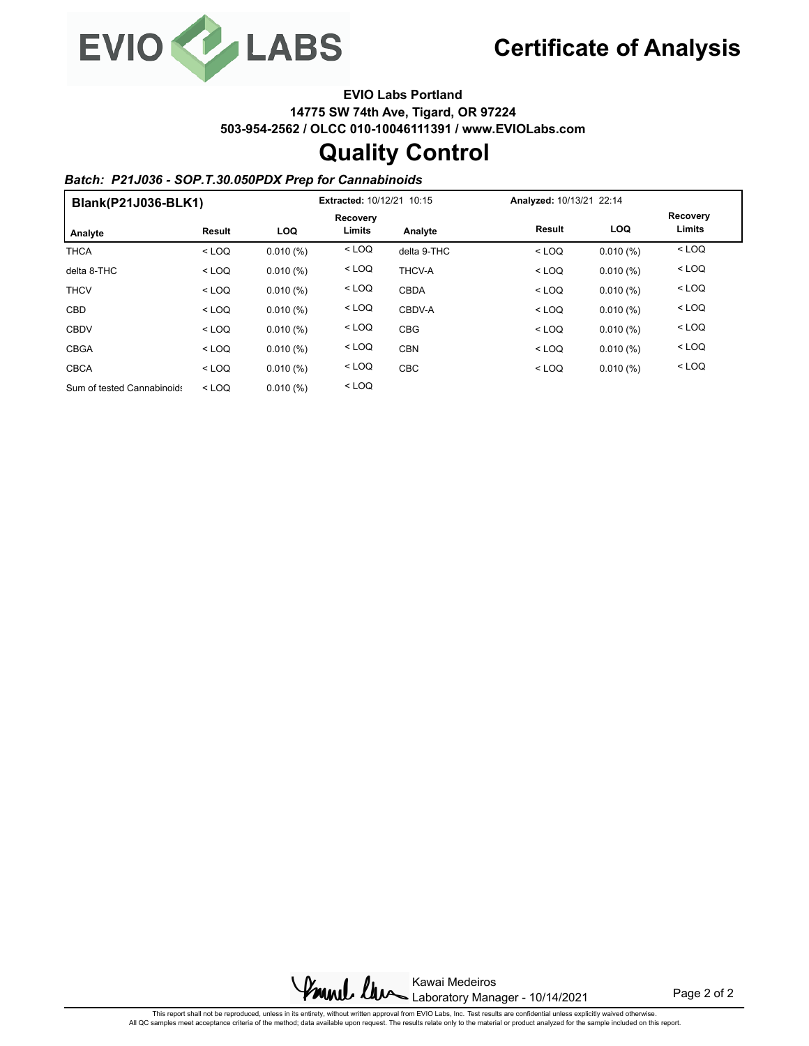# Certificate of Analysis

**EVIO Labs Portland**
**14775 SW 74th Ave, Tigard, OR 97224**
**503-954-2562 / OLCC 010-10046111391 / www.EVIOLabs.com**

# Quality Control

***Batch: P21J036 - SOP.T.30.050PDX Prep for Cannabinoids***

| **Blank(P21J036-BLK1)** | | | **Extracted:** 10/12/21 10:15 | | **Analyzed:** 10/13/21 22:14 | | |
|---|---|---|---|---|---|---|---|
| **Analyte** | **Result** | **LOQ** | **Recovery Limits** | **Analyte** | **Result** | **LOQ** | **Recovery Limits** |
| THCA | < LOQ | 0.010 (%) | < LOQ | delta 9-THC | < LOQ | 0.010 (%) | < LOQ |
| delta 8-THC | < LOQ | 0.010 (%) | < LOQ | THCV-A | < LOQ | 0.010 (%) | < LOQ |
| THCV | < LOQ | 0.010 (%) | < LOQ | CBDA | < LOQ | 0.010 (%) | < LOQ |
| CBD | < LOQ | 0.010 (%) | < LOQ | CBDV-A | < LOQ | 0.010 (%) | < LOQ |
| CBDV | < LOQ | 0.010 (%) | < LOQ | CBG | < LOQ | 0.010 (%) | < LOQ |
| CBGA | < LOQ | 0.010 (%) | < LOQ | CBN | < LOQ | 0.010 (%) | < LOQ |
| CBCA | < LOQ | 0.010 (%) | < LOQ | CBC | < LOQ | 0.010 (%) | < LOQ |
| Sum of tested Cannabinoids | < LOQ | 0.010 (%) | < LOQ | | | | |

Kawai Medeiros
Laboratory Manager - 10/14/2021

This report shall not be reproduced, unless in its entirety, without written approval from EVIO Labs, Inc. Test results are confidential unless explicitly waived otherwise.
All QC samples meet acceptance criteria of the method; data available upon request. The results relate only to the material or product analyzed for the sample included on this report.